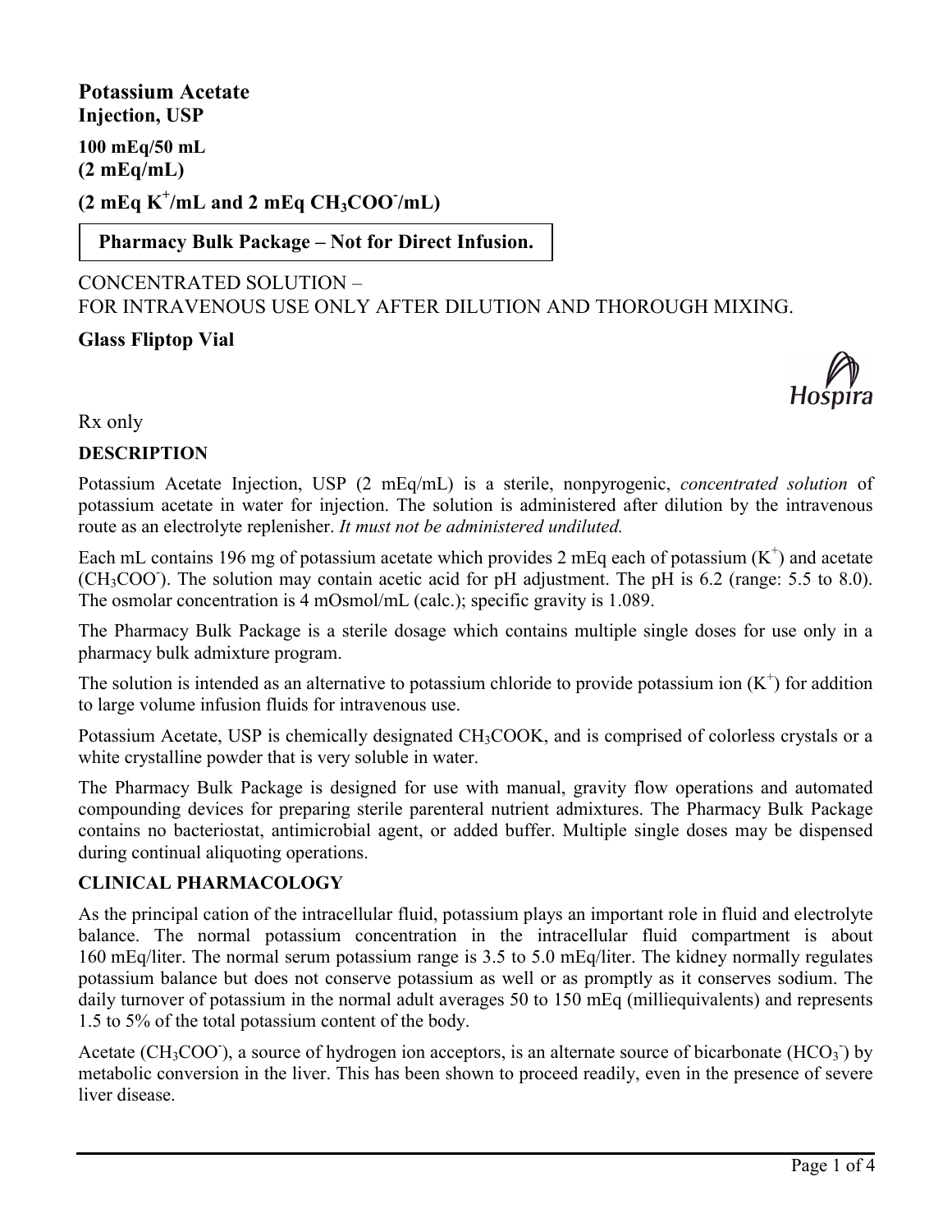# Potassium Acetate

**Injection, USP**

**100 mEq/50 mL**
**(2 mEq/mL)**

**(2 mEq $K^+$/mL and 2 mEq $CH_3COO^-$/mL)**

**Pharmacy Bulk Package – Not for Direct Infusion.**

CONCENTRATED SOLUTION –
FOR INTRAVENOUS USE ONLY AFTER DILUTION AND THOROUGH MIXING.

**Glass Fliptop Vial**

Hospira

Rx only

## DESCRIPTION

Potassium Acetate Injection, USP (2 mEq/mL) is a sterile, nonpyrogenic, *concentrated solution* of potassium acetate in water for injection. The solution is administered after dilution by the intravenous route as an electrolyte replenisher. *It must not be administered undiluted.*

Each mL contains 196 mg of potassium acetate which provides 2 mEq each of potassium ($K^+$) and acetate ($CH_3COO^-$). The solution may contain acetic acid for pH adjustment. The pH is 6.2 (range: 5.5 to 8.0). The osmolar concentration is 4 mOsmol/mL (calc.); specific gravity is 1.089.

The Pharmacy Bulk Package is a sterile dosage which contains multiple single doses for use only in a pharmacy bulk admixture program.

The solution is intended as an alternative to potassium chloride to provide potassium ion ($K^+$) for addition to large volume infusion fluids for intravenous use.

Potassium Acetate, USP is chemically designated $CH_3COOK$, and is comprised of colorless crystals or a white crystalline powder that is very soluble in water.

The Pharmacy Bulk Package is designed for use with manual, gravity flow operations and automated compounding devices for preparing sterile parenteral nutrient admixtures. The Pharmacy Bulk Package contains no bacteriostat, antimicrobial agent, or added buffer. Multiple single doses may be dispensed during continual aliquoting operations.

## CLINICAL PHARMACOLOGY

As the principal cation of the intracellular fluid, potassium plays an important role in fluid and electrolyte balance. The normal potassium concentration in the intracellular fluid compartment is about 160 mEq/liter. The normal serum potassium range is 3.5 to 5.0 mEq/liter. The kidney normally regulates potassium balance but does not conserve potassium as well or as promptly as it conserves sodium. The daily turnover of potassium in the normal adult averages 50 to 150 mEq (milliequivalents) and represents 1.5 to 5% of the total potassium content of the body.

Acetate ($CH_3COO^-$), a source of hydrogen ion acceptors, is an alternate source of bicarbonate ($HCO_3^-$) by metabolic conversion in the liver. This has been shown to proceed readily, even in the presence of severe liver disease.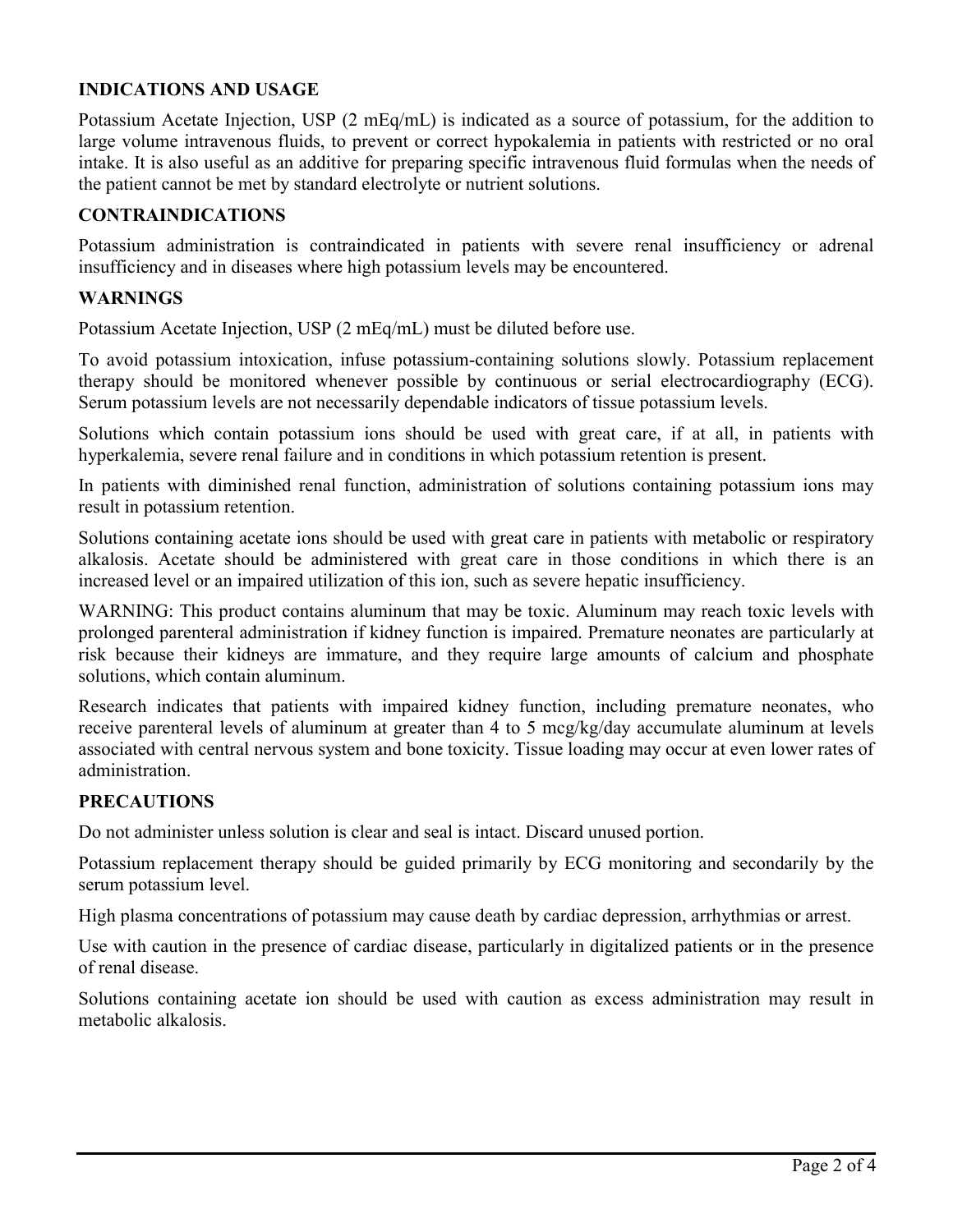## INDICATIONS AND USAGE

Potassium Acetate Injection, USP (2 mEq/mL) is indicated as a source of potassium, for the addition to large volume intravenous fluids, to prevent or correct hypokalemia in patients with restricted or no oral intake. It is also useful as an additive for preparing specific intravenous fluid formulas when the needs of the patient cannot be met by standard electrolyte or nutrient solutions.

## CONTRAINDICATIONS

Potassium administration is contraindicated in patients with severe renal insufficiency or adrenal insufficiency and in diseases where high potassium levels may be encountered.

## WARNINGS

Potassium Acetate Injection, USP (2 mEq/mL) must be diluted before use.

To avoid potassium intoxication, infuse potassium-containing solutions slowly. Potassium replacement therapy should be monitored whenever possible by continuous or serial electrocardiography (ECG). Serum potassium levels are not necessarily dependable indicators of tissue potassium levels.

Solutions which contain potassium ions should be used with great care, if at all, in patients with hyperkalemia, severe renal failure and in conditions in which potassium retention is present.

In patients with diminished renal function, administration of solutions containing potassium ions may result in potassium retention.

Solutions containing acetate ions should be used with great care in patients with metabolic or respiratory alkalosis. Acetate should be administered with great care in those conditions in which there is an increased level or an impaired utilization of this ion, such as severe hepatic insufficiency.

WARNING: This product contains aluminum that may be toxic. Aluminum may reach toxic levels with prolonged parenteral administration if kidney function is impaired. Premature neonates are particularly at risk because their kidneys are immature, and they require large amounts of calcium and phosphate solutions, which contain aluminum.

Research indicates that patients with impaired kidney function, including premature neonates, who receive parenteral levels of aluminum at greater than 4 to 5 mcg/kg/day accumulate aluminum at levels associated with central nervous system and bone toxicity. Tissue loading may occur at even lower rates of administration.

## PRECAUTIONS

Do not administer unless solution is clear and seal is intact. Discard unused portion.

Potassium replacement therapy should be guided primarily by ECG monitoring and secondarily by the serum potassium level.

High plasma concentrations of potassium may cause death by cardiac depression, arrhythmias or arrest.

Use with caution in the presence of cardiac disease, particularly in digitalized patients or in the presence of renal disease.

Solutions containing acetate ion should be used with caution as excess administration may result in metabolic alkalosis.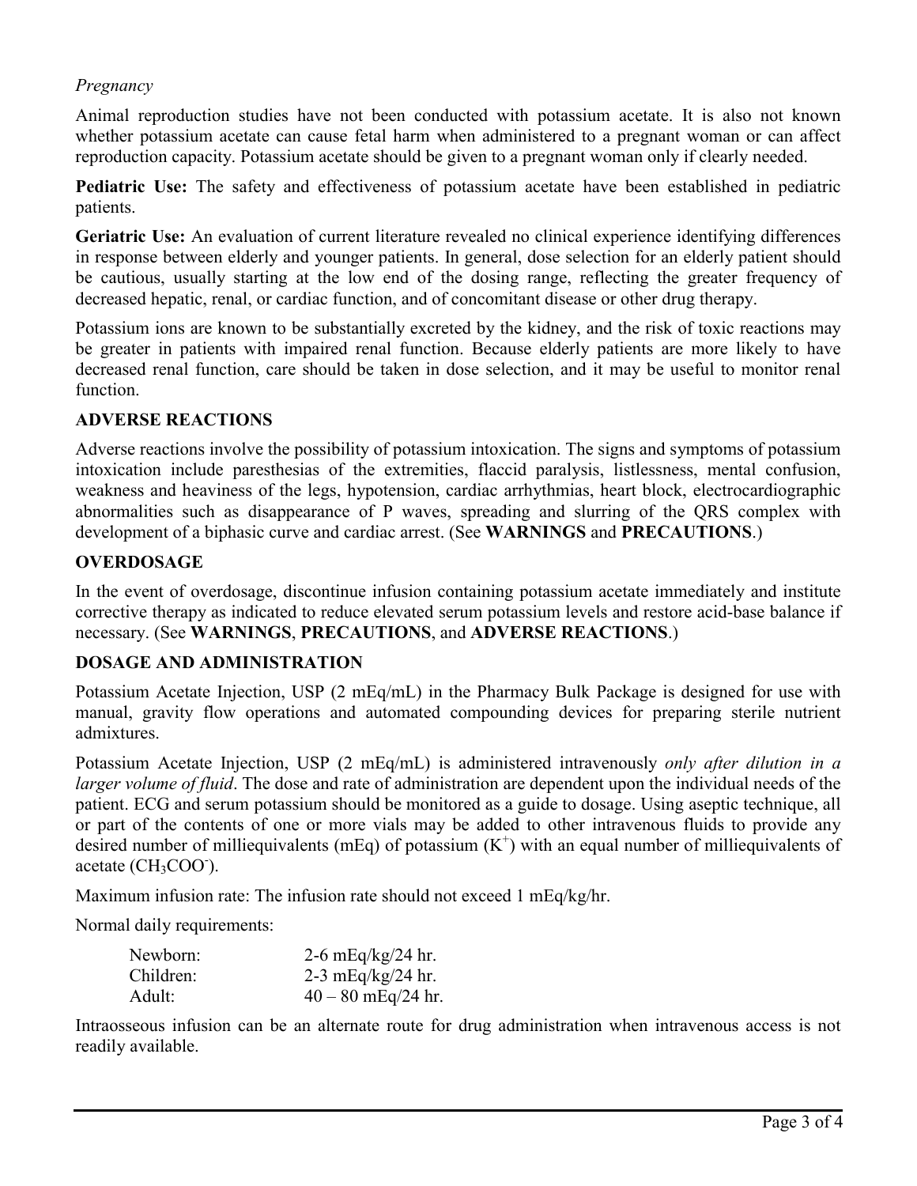*Pregnancy*

Animal reproduction studies have not been conducted with potassium acetate. It is also not known whether potassium acetate can cause fetal harm when administered to a pregnant woman or can affect reproduction capacity. Potassium acetate should be given to a pregnant woman only if clearly needed.

**Pediatric Use:** The safety and effectiveness of potassium acetate have been established in pediatric patients.

**Geriatric Use:** An evaluation of current literature revealed no clinical experience identifying differences in response between elderly and younger patients. In general, dose selection for an elderly patient should be cautious, usually starting at the low end of the dosing range, reflecting the greater frequency of decreased hepatic, renal, or cardiac function, and of concomitant disease or other drug therapy.

Potassium ions are known to be substantially excreted by the kidney, and the risk of toxic reactions may be greater in patients with impaired renal function. Because elderly patients are more likely to have decreased renal function, care should be taken in dose selection, and it may be useful to monitor renal function.

## ADVERSE REACTIONS

Adverse reactions involve the possibility of potassium intoxication. The signs and symptoms of potassium intoxication include paresthesias of the extremities, flaccid paralysis, listlessness, mental confusion, weakness and heaviness of the legs, hypotension, cardiac arrhythmias, heart block, electrocardiographic abnormalities such as disappearance of P waves, spreading and slurring of the QRS complex with development of a biphasic curve and cardiac arrest. (See **WARNINGS** and **PRECAUTIONS**.)

## OVERDOSAGE

In the event of overdosage, discontinue infusion containing potassium acetate immediately and institute corrective therapy as indicated to reduce elevated serum potassium levels and restore acid-base balance if necessary. (See **WARNINGS**, **PRECAUTIONS**, and **ADVERSE REACTIONS**.)

## DOSAGE AND ADMINISTRATION

Potassium Acetate Injection, USP (2 mEq/mL) in the Pharmacy Bulk Package is designed for use with manual, gravity flow operations and automated compounding devices for preparing sterile nutrient admixtures.

Potassium Acetate Injection, USP (2 mEq/mL) is administered intravenously *only after dilution in a larger volume of fluid*. The dose and rate of administration are dependent upon the individual needs of the patient. ECG and serum potassium should be monitored as a guide to dosage. Using aseptic technique, all or part of the contents of one or more vials may be added to other intravenous fluids to provide any desired number of milliequivalents (mEq) of potassium ($K^+$) with an equal number of milliequivalents of acetate ($CH_3COO^-$).

Maximum infusion rate: The infusion rate should not exceed 1 mEq/kg/hr.

Normal daily requirements:

| | |
|---|---|
| Newborn: | 2-6 mEq/kg/24 hr. |
| Children: | 2-3 mEq/kg/24 hr. |
| Adult: | 40 – 80 mEq/24 hr. |

Intraosseous infusion can be an alternate route for drug administration when intravenous access is not readily available.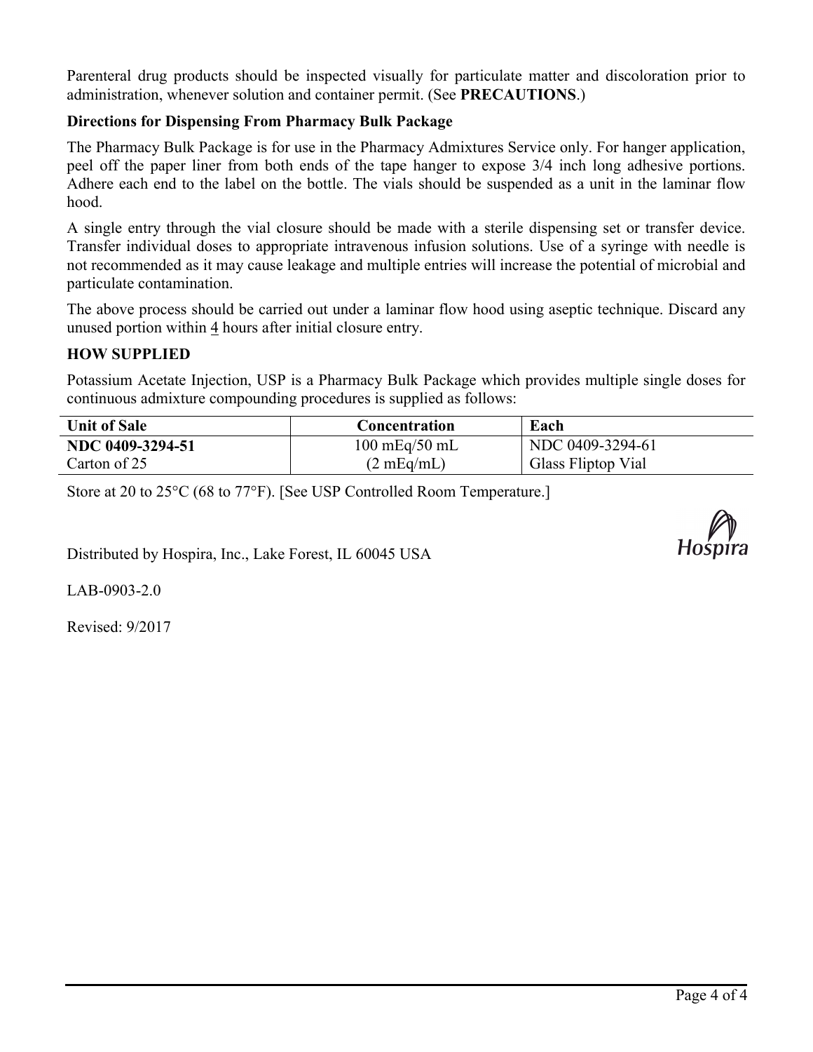Parenteral drug products should be inspected visually for particulate matter and discoloration prior to administration, whenever solution and container permit. (See **PRECAUTIONS**.)

**Directions for Dispensing From Pharmacy Bulk Package**

The Pharmacy Bulk Package is for use in the Pharmacy Admixtures Service only. For hanger application, peel off the paper liner from both ends of the tape hanger to expose 3/4 inch long adhesive portions. Adhere each end to the label on the bottle. The vials should be suspended as a unit in the laminar flow hood.

A single entry through the vial closure should be made with a sterile dispensing set or transfer device. Transfer individual doses to appropriate intravenous infusion solutions. Use of a syringe with needle is not recommended as it may cause leakage and multiple entries will increase the potential of microbial and particulate contamination.

The above process should be carried out under a laminar flow hood using aseptic technique. Discard any unused portion within 4 hours after initial closure entry.

**HOW SUPPLIED**

Potassium Acetate Injection, USP is a Pharmacy Bulk Package which provides multiple single doses for continuous admixture compounding procedures is supplied as follows:

| Unit of Sale | Concentration | Each |
| --- | --- | --- |
| **NDC 0409-3294-51**<br>Carton of 25 | 100 mEq/50 mL<br>(2 mEq/mL) | NDC 0409-3294-61<br>Glass Fliptop Vial |

Store at 20 to 25°C (68 to 77°F). [See USP Controlled Room Temperature.]

Distributed by Hospira, Inc., Lake Forest, IL 60045 USA

Hospira

LAB-0903-2.0

Revised: 9/2017